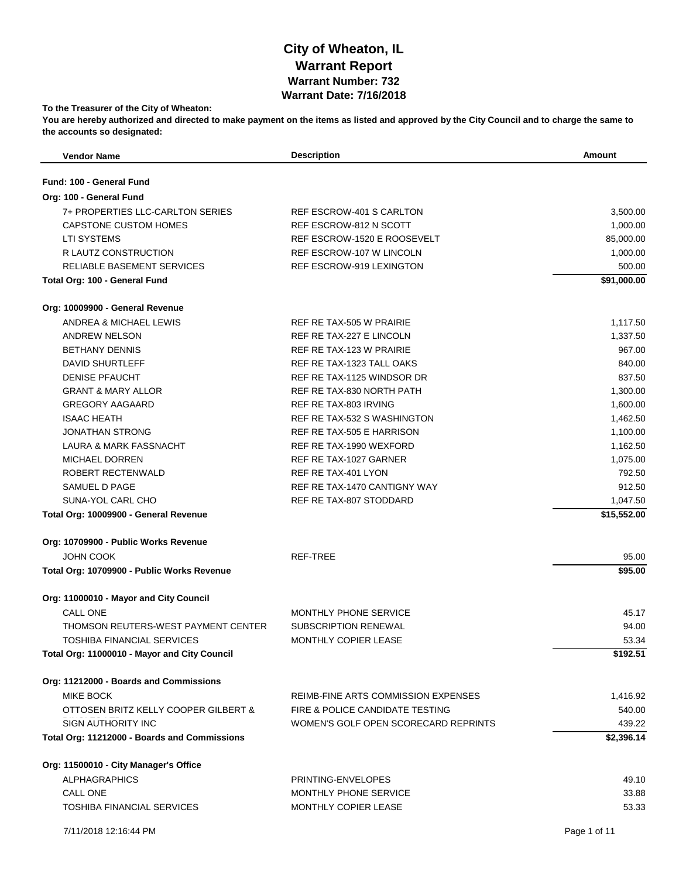# City of Wheaton, IL
# Warrant Report
## Warrant Number: 732
## Warrant Date: 7/16/2018

**To the Treasurer of the City of Wheaton:**

**You are hereby authorized and directed to make payment on the items as listed and approved by the City Council and to charge the same to the accounts so designated:**

| Vendor Name | Description | Amount |
|---|---|---|
| **Fund: 100 - General Fund** | | |
| **Org: 100 - General Fund** | | |
| 7+ PROPERTIES LLC-CARLTON SERIES | REF ESCROW-401 S CARLTON | 3,500.00 |
| CAPSTONE CUSTOM HOMES | REF ESCROW-812 N SCOTT | 1,000.00 |
| LTI SYSTEMS | REF ESCROW-1520 E ROOSEVELT | 85,000.00 |
| R LAUTZ CONSTRUCTION | REF ESCROW-107 W LINCOLN | 1,000.00 |
| RELIABLE BASEMENT SERVICES | REF ESCROW-919 LEXINGTON | 500.00 |
| **Total Org: 100 - General Fund** | | **$91,000.00** |
| **Org: 10009900 - General Revenue** | | |
| ANDREA & MICHAEL LEWIS | REF RE TAX-505 W PRAIRIE | 1,117.50 |
| ANDREW NELSON | REF RE TAX-227 E LINCOLN | 1,337.50 |
| BETHANY DENNIS | REF RE TAX-123 W PRAIRIE | 967.00 |
| DAVID SHURTLEFF | REF RE TAX-1323 TALL OAKS | 840.00 |
| DENISE PFAUCHT | REF RE TAX-1125 WINDSOR DR | 837.50 |
| GRANT & MARY ALLOR | REF RE TAX-830 NORTH PATH | 1,300.00 |
| GREGORY AAGAARD | REF RE TAX-803 IRVING | 1,600.00 |
| ISAAC HEATH | REF RE TAX-532 S WASHINGTON | 1,462.50 |
| JONATHAN STRONG | REF RE TAX-505 E HARRISON | 1,100.00 |
| LAURA & MARK FASSNACHT | REF RE TAX-1990 WEXFORD | 1,162.50 |
| MICHAEL DORREN | REF RE TAX-1027 GARNER | 1,075.00 |
| ROBERT RECTENWALD | REF RE TAX-401 LYON | 792.50 |
| SAMUEL D PAGE | REF RE TAX-1470 CANTIGNY WAY | 912.50 |
| SUNA-YOL CARL CHO | REF RE TAX-807 STODDARD | 1,047.50 |
| **Total Org: 10009900 - General Revenue** | | **$15,552.00** |
| **Org: 10709900 - Public Works Revenue** | | |
| JOHN COOK | REF-TREE | 95.00 |
| **Total Org: 10709900 - Public Works Revenue** | | **$95.00** |
| **Org: 11000010 - Mayor and City Council** | | |
| CALL ONE | MONTHLY PHONE SERVICE | 45.17 |
| THOMSON REUTERS-WEST PAYMENT CENTER | SUBSCRIPTION RENEWAL | 94.00 |
| TOSHIBA FINANCIAL SERVICES | MONTHLY COPIER LEASE | 53.34 |
| **Total Org: 11000010 - Mayor and City Council** | | **$192.51** |
| **Org: 11212000 - Boards and Commissions** | | |
| MIKE BOCK | REIMB-FINE ARTS COMMISSION EXPENSES | 1,416.92 |
| OTTOSEN BRITZ KELLY COOPER GILBERT & | FIRE & POLICE CANDIDATE TESTING | 540.00 |
| SIGN AUTHORITY INC | WOMEN'S GOLF OPEN SCORECARD REPRINTS | 439.22 |
| **Total Org: 11212000 - Boards and Commissions** | | **$2,396.14** |
| **Org: 11500010 - City Manager's Office** | | |
| ALPHAGRAPHICS | PRINTING-ENVELOPES | 49.10 |
| CALL ONE | MONTHLY PHONE SERVICE | 33.88 |
| TOSHIBA FINANCIAL SERVICES | MONTHLY COPIER LEASE | 53.33 |

7/11/2018 12:16:44 PM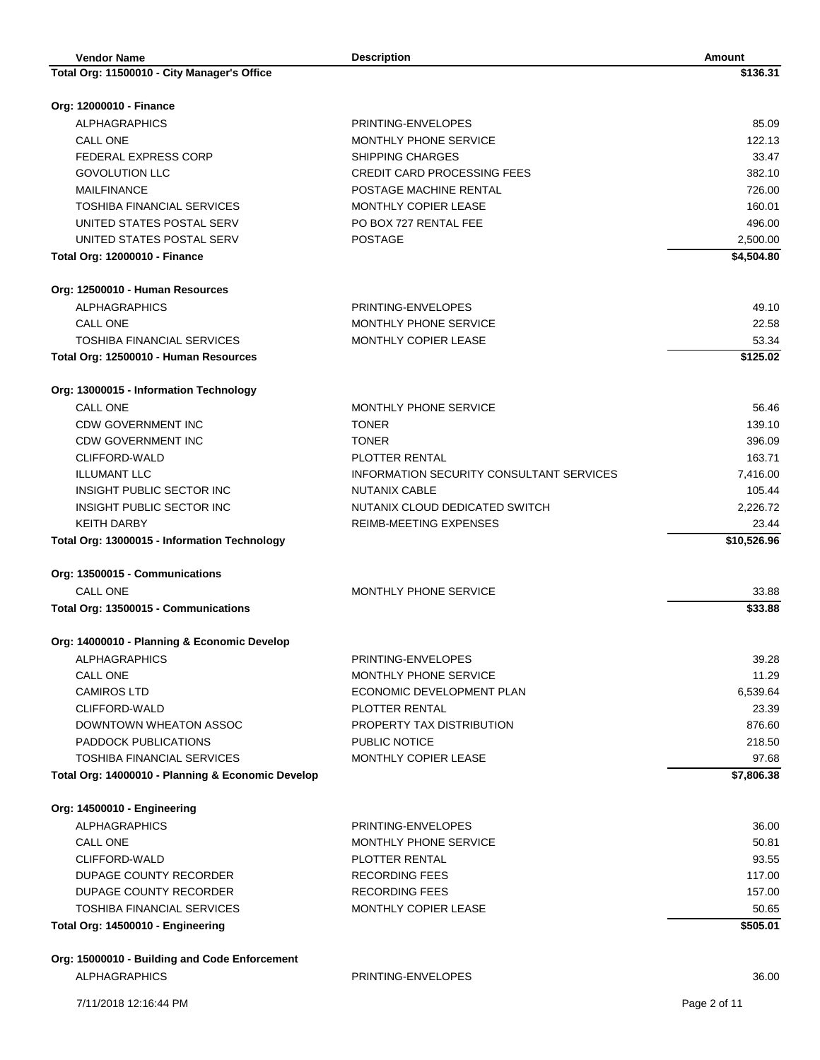| Vendor Name | Description | Amount |
|---|---|---|
| **Total Org: 11500010 - City Manager's Office** | | **\$136.31** |
| | | |
| **Org: 12000010 - Finance** | | |
| ALPHAGRAPHICS | PRINTING-ENVELOPES | 85.09 |
| CALL ONE | MONTHLY PHONE SERVICE | 122.13 |
| FEDERAL EXPRESS CORP | SHIPPING CHARGES | 33.47 |
| GOVOLUTION LLC | CREDIT CARD PROCESSING FEES | 382.10 |
| MAILFINANCE | POSTAGE MACHINE RENTAL | 726.00 |
| TOSHIBA FINANCIAL SERVICES | MONTHLY COPIER LEASE | 160.01 |
| UNITED STATES POSTAL SERV | PO BOX 727 RENTAL FEE | 496.00 |
| UNITED STATES POSTAL SERV | POSTAGE | 2,500.00 |
| **Total Org: 12000010 - Finance** | | **\$4,504.80** |
| | | |
| **Org: 12500010 - Human Resources** | | |
| ALPHAGRAPHICS | PRINTING-ENVELOPES | 49.10 |
| CALL ONE | MONTHLY PHONE SERVICE | 22.58 |
| TOSHIBA FINANCIAL SERVICES | MONTHLY COPIER LEASE | 53.34 |
| **Total Org: 12500010 - Human Resources** | | **\$125.02** |
| | | |
| **Org: 13000015 - Information Technology** | | |
| CALL ONE | MONTHLY PHONE SERVICE | 56.46 |
| CDW GOVERNMENT INC | TONER | 139.10 |
| CDW GOVERNMENT INC | TONER | 396.09 |
| CLIFFORD-WALD | PLOTTER RENTAL | 163.71 |
| ILLUMANT LLC | INFORMATION SECURITY CONSULTANT SERVICES | 7,416.00 |
| INSIGHT PUBLIC SECTOR INC | NUTANIX CABLE | 105.44 |
| INSIGHT PUBLIC SECTOR INC | NUTANIX CLOUD DEDICATED SWITCH | 2,226.72 |
| KEITH DARBY | REIMB-MEETING EXPENSES | 23.44 |
| **Total Org: 13000015 - Information Technology** | | **\$10,526.96** |
| | | |
| **Org: 13500015 - Communications** | | |
| CALL ONE | MONTHLY PHONE SERVICE | 33.88 |
| **Total Org: 13500015 - Communications** | | **\$33.88** |
| | | |
| **Org: 14000010 - Planning & Economic Develop** | | |
| ALPHAGRAPHICS | PRINTING-ENVELOPES | 39.28 |
| CALL ONE | MONTHLY PHONE SERVICE | 11.29 |
| CAMIROS LTD | ECONOMIC DEVELOPMENT PLAN | 6,539.64 |
| CLIFFORD-WALD | PLOTTER RENTAL | 23.39 |
| DOWNTOWN WHEATON ASSOC | PROPERTY TAX DISTRIBUTION | 876.60 |
| PADDOCK PUBLICATIONS | PUBLIC NOTICE | 218.50 |
| TOSHIBA FINANCIAL SERVICES | MONTHLY COPIER LEASE | 97.68 |
| **Total Org: 14000010 - Planning & Economic Develop** | | **\$7,806.38** |
| | | |
| **Org: 14500010 - Engineering** | | |
| ALPHAGRAPHICS | PRINTING-ENVELOPES | 36.00 |
| CALL ONE | MONTHLY PHONE SERVICE | 50.81 |
| CLIFFORD-WALD | PLOTTER RENTAL | 93.55 |
| DUPAGE COUNTY RECORDER | RECORDING FEES | 117.00 |
| DUPAGE COUNTY RECORDER | RECORDING FEES | 157.00 |
| TOSHIBA FINANCIAL SERVICES | MONTHLY COPIER LEASE | 50.65 |
| **Total Org: 14500010 - Engineering** | | **\$505.01** |
| | | |
| **Org: 15000010 - Building and Code Enforcement** | | |
| ALPHAGRAPHICS | PRINTING-ENVELOPES | 36.00 |

7/11/2018 12:16:44 PM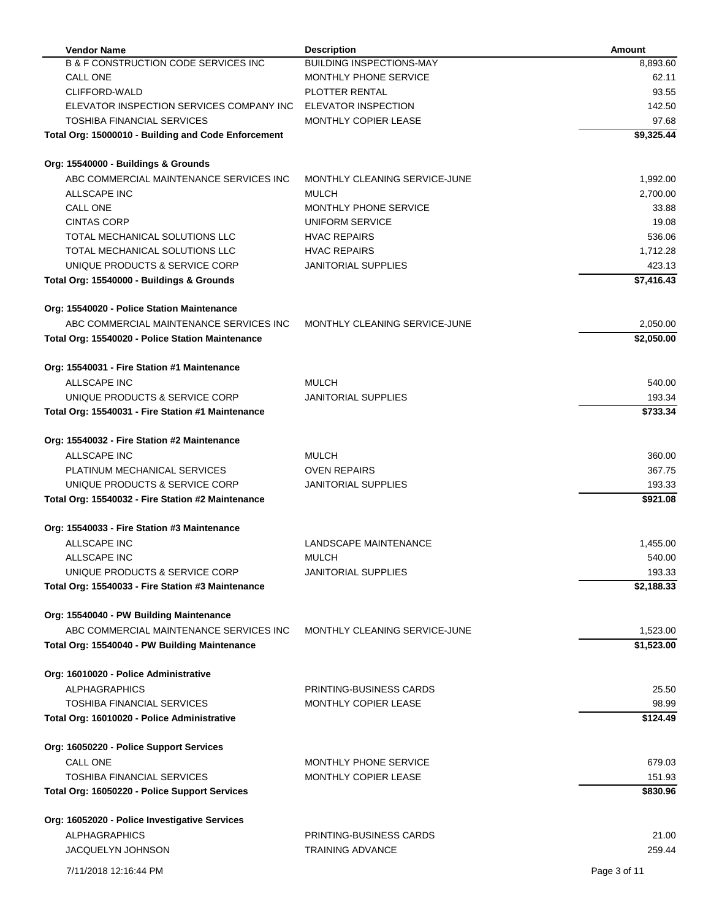| Vendor Name | Description | Amount |
|---|---|---|
| B & F CONSTRUCTION CODE SERVICES INC | BUILDING INSPECTIONS-MAY | 8,893.60 |
| CALL ONE | MONTHLY PHONE SERVICE | 62.11 |
| CLIFFORD-WALD | PLOTTER RENTAL | 93.55 |
| ELEVATOR INSPECTION SERVICES COMPANY INC | ELEVATOR INSPECTION | 142.50 |
| TOSHIBA FINANCIAL SERVICES | MONTHLY COPIER LEASE | 97.68 |
| **Total Org: 15000010 - Building and Code Enforcement** | | **$9,325.44** |
| | | |
| **Org: 15540000 - Buildings & Grounds** | | |
| ABC COMMERCIAL MAINTENANCE SERVICES INC | MONTHLY CLEANING SERVICE-JUNE | 1,992.00 |
| ALLSCAPE INC | MULCH | 2,700.00 |
| CALL ONE | MONTHLY PHONE SERVICE | 33.88 |
| CINTAS CORP | UNIFORM SERVICE | 19.08 |
| TOTAL MECHANICAL SOLUTIONS LLC | HVAC REPAIRS | 536.06 |
| TOTAL MECHANICAL SOLUTIONS LLC | HVAC REPAIRS | 1,712.28 |
| UNIQUE PRODUCTS & SERVICE CORP | JANITORIAL SUPPLIES | 423.13 |
| **Total Org: 15540000 - Buildings & Grounds** | | **$7,416.43** |
| | | |
| **Org: 15540020 - Police Station Maintenance** | | |
| ABC COMMERCIAL MAINTENANCE SERVICES INC | MONTHLY CLEANING SERVICE-JUNE | 2,050.00 |
| **Total Org: 15540020 - Police Station Maintenance** | | **$2,050.00** |
| | | |
| **Org: 15540031 - Fire Station #1 Maintenance** | | |
| ALLSCAPE INC | MULCH | 540.00 |
| UNIQUE PRODUCTS & SERVICE CORP | JANITORIAL SUPPLIES | 193.34 |
| **Total Org: 15540031 - Fire Station #1 Maintenance** | | **$733.34** |
| | | |
| **Org: 15540032 - Fire Station #2 Maintenance** | | |
| ALLSCAPE INC | MULCH | 360.00 |
| PLATINUM MECHANICAL SERVICES | OVEN REPAIRS | 367.75 |
| UNIQUE PRODUCTS & SERVICE CORP | JANITORIAL SUPPLIES | 193.33 |
| **Total Org: 15540032 - Fire Station #2 Maintenance** | | **$921.08** |
| | | |
| **Org: 15540033 - Fire Station #3 Maintenance** | | |
| ALLSCAPE INC | LANDSCAPE MAINTENANCE | 1,455.00 |
| ALLSCAPE INC | MULCH | 540.00 |
| UNIQUE PRODUCTS & SERVICE CORP | JANITORIAL SUPPLIES | 193.33 |
| **Total Org: 15540033 - Fire Station #3 Maintenance** | | **$2,188.33** |
| | | |
| **Org: 15540040 - PW Building Maintenance** | | |
| ABC COMMERCIAL MAINTENANCE SERVICES INC | MONTHLY CLEANING SERVICE-JUNE | 1,523.00 |
| **Total Org: 15540040 - PW Building Maintenance** | | **$1,523.00** |
| | | |
| **Org: 16010020 - Police Administrative** | | |
| ALPHAGRAPHICS | PRINTING-BUSINESS CARDS | 25.50 |
| TOSHIBA FINANCIAL SERVICES | MONTHLY COPIER LEASE | 98.99 |
| **Total Org: 16010020 - Police Administrative** | | **$124.49** |
| | | |
| **Org: 16050220 - Police Support Services** | | |
| CALL ONE | MONTHLY PHONE SERVICE | 679.03 |
| TOSHIBA FINANCIAL SERVICES | MONTHLY COPIER LEASE | 151.93 |
| **Total Org: 16050220 - Police Support Services** | | **$830.96** |
| | | |
| **Org: 16052020 - Police Investigative Services** | | |
| ALPHAGRAPHICS | PRINTING-BUSINESS CARDS | 21.00 |
| JACQUELYN JOHNSON | TRAINING ADVANCE | 259.44 |

7/11/2018 12:16:44 PM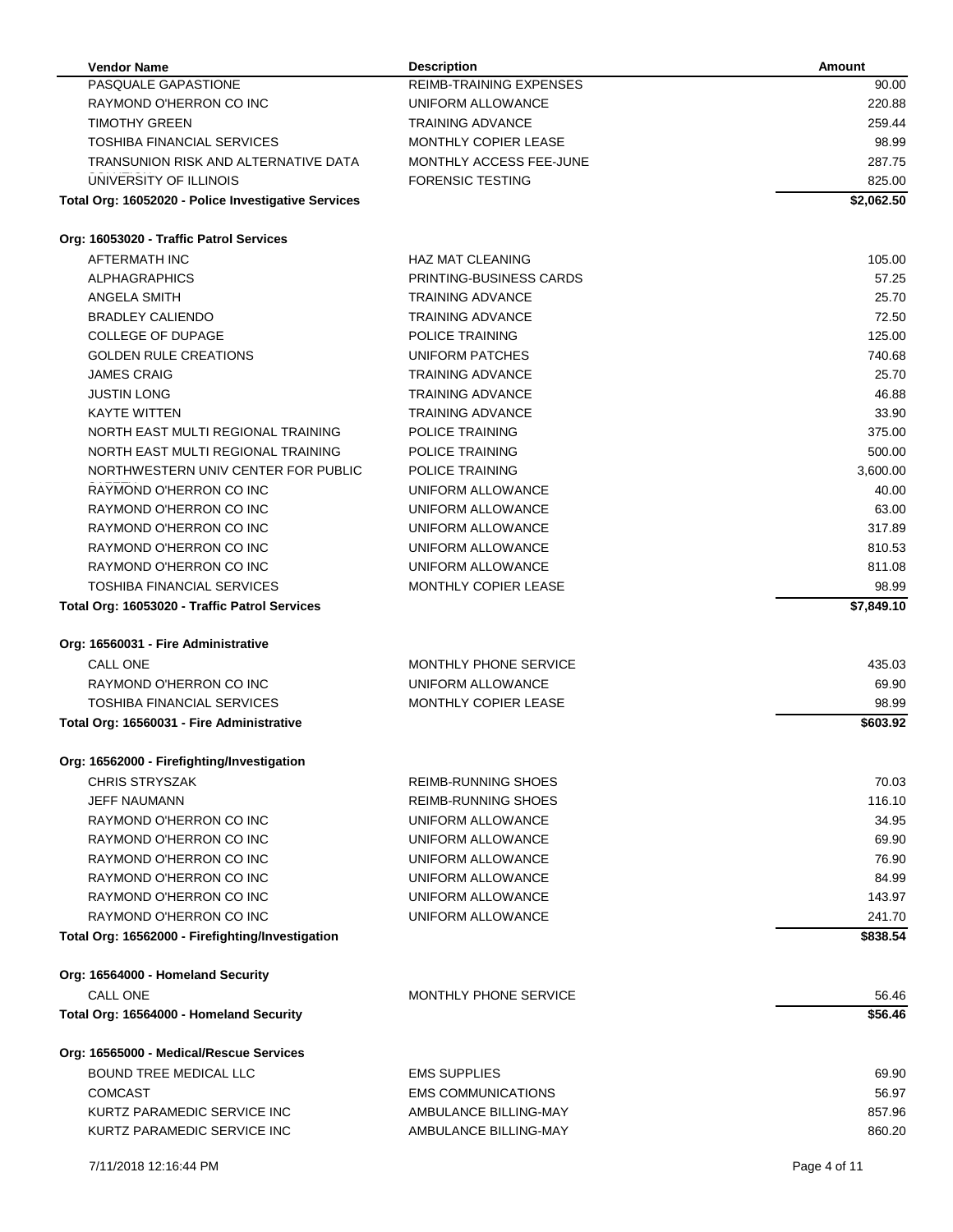| Vendor Name | Description | Amount |
|---|---|---|
| PASQUALE GAPASTIONE | REIMB-TRAINING EXPENSES | 90.00 |
| RAYMOND O'HERRON CO INC | UNIFORM ALLOWANCE | 220.88 |
| TIMOTHY GREEN | TRAINING ADVANCE | 259.44 |
| TOSHIBA FINANCIAL SERVICES | MONTHLY COPIER LEASE | 98.99 |
| TRANSUNION RISK AND ALTERNATIVE DATA | MONTHLY ACCESS FEE-JUNE | 287.75 |
| UNIVERSITY OF ILLINOIS | FORENSIC TESTING | 825.00 |
| **Total Org: 16052020 - Police Investigative Services** | | **$2,062.50** |
| | | |
| **Org: 16053020 - Traffic Patrol Services** | | |
| AFTERMATH INC | HAZ MAT CLEANING | 105.00 |
| ALPHAGRAPHICS | PRINTING-BUSINESS CARDS | 57.25 |
| ANGELA SMITH | TRAINING ADVANCE | 25.70 |
| BRADLEY CALIENDO | TRAINING ADVANCE | 72.50 |
| COLLEGE OF DUPAGE | POLICE TRAINING | 125.00 |
| GOLDEN RULE CREATIONS | UNIFORM PATCHES | 740.68 |
| JAMES CRAIG | TRAINING ADVANCE | 25.70 |
| JUSTIN LONG | TRAINING ADVANCE | 46.88 |
| KAYTE WITTEN | TRAINING ADVANCE | 33.90 |
| NORTH EAST MULTI REGIONAL TRAINING | POLICE TRAINING | 375.00 |
| NORTH EAST MULTI REGIONAL TRAINING | POLICE TRAINING | 500.00 |
| NORTHWESTERN UNIV CENTER FOR PUBLIC | POLICE TRAINING | 3,600.00 |
| RAYMOND O'HERRON CO INC | UNIFORM ALLOWANCE | 40.00 |
| RAYMOND O'HERRON CO INC | UNIFORM ALLOWANCE | 63.00 |
| RAYMOND O'HERRON CO INC | UNIFORM ALLOWANCE | 317.89 |
| RAYMOND O'HERRON CO INC | UNIFORM ALLOWANCE | 810.53 |
| RAYMOND O'HERRON CO INC | UNIFORM ALLOWANCE | 811.08 |
| TOSHIBA FINANCIAL SERVICES | MONTHLY COPIER LEASE | 98.99 |
| **Total Org: 16053020 - Traffic Patrol Services** | | **$7,849.10** |
| | | |
| **Org: 16560031 - Fire Administrative** | | |
| CALL ONE | MONTHLY PHONE SERVICE | 435.03 |
| RAYMOND O'HERRON CO INC | UNIFORM ALLOWANCE | 69.90 |
| TOSHIBA FINANCIAL SERVICES | MONTHLY COPIER LEASE | 98.99 |
| **Total Org: 16560031 - Fire Administrative** | | **$603.92** |
| | | |
| **Org: 16562000 - Firefighting/Investigation** | | |
| CHRIS STRYSZAK | REIMB-RUNNING SHOES | 70.03 |
| JEFF NAUMANN | REIMB-RUNNING SHOES | 116.10 |
| RAYMOND O'HERRON CO INC | UNIFORM ALLOWANCE | 34.95 |
| RAYMOND O'HERRON CO INC | UNIFORM ALLOWANCE | 69.90 |
| RAYMOND O'HERRON CO INC | UNIFORM ALLOWANCE | 76.90 |
| RAYMOND O'HERRON CO INC | UNIFORM ALLOWANCE | 84.99 |
| RAYMOND O'HERRON CO INC | UNIFORM ALLOWANCE | 143.97 |
| RAYMOND O'HERRON CO INC | UNIFORM ALLOWANCE | 241.70 |
| **Total Org: 16562000 - Firefighting/Investigation** | | **$838.54** |
| | | |
| **Org: 16564000 - Homeland Security** | | |
| CALL ONE | MONTHLY PHONE SERVICE | 56.46 |
| **Total Org: 16564000 - Homeland Security** | | **$56.46** |
| | | |
| **Org: 16565000 - Medical/Rescue Services** | | |
| BOUND TREE MEDICAL LLC | EMS SUPPLIES | 69.90 |
| COMCAST | EMS COMMUNICATIONS | 56.97 |
| KURTZ PARAMEDIC SERVICE INC | AMBULANCE BILLING-MAY | 857.96 |
| KURTZ PARAMEDIC SERVICE INC | AMBULANCE BILLING-MAY | 860.20 |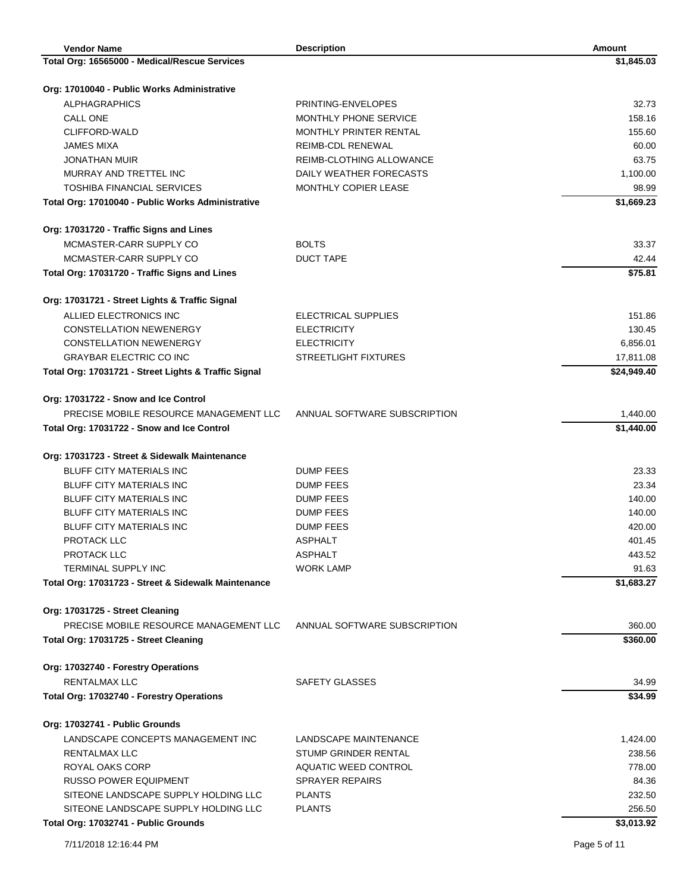| Vendor Name | Description | Amount |
|---|---|---|
| **Total Org: 16565000 - Medical/Rescue Services** | | **$1,845.03** |
| **Org: 17010040 - Public Works Administrative** | | |
| ALPHAGRAPHICS | PRINTING-ENVELOPES | 32.73 |
| CALL ONE | MONTHLY PHONE SERVICE | 158.16 |
| CLIFFORD-WALD | MONTHLY PRINTER RENTAL | 155.60 |
| JAMES MIXA | REIMB-CDL RENEWAL | 60.00 |
| JONATHAN MUIR | REIMB-CLOTHING ALLOWANCE | 63.75 |
| MURRAY AND TRETTEL INC | DAILY WEATHER FORECASTS | 1,100.00 |
| TOSHIBA FINANCIAL SERVICES | MONTHLY COPIER LEASE | 98.99 |
| **Total Org: 17010040 - Public Works Administrative** | | **$1,669.23** |
| **Org: 17031720 - Traffic Signs and Lines** | | |
| MCMASTER-CARR SUPPLY CO | BOLTS | 33.37 |
| MCMASTER-CARR SUPPLY CO | DUCT TAPE | 42.44 |
| **Total Org: 17031720 - Traffic Signs and Lines** | | **$75.81** |
| **Org: 17031721 - Street Lights & Traffic Signal** | | |
| ALLIED ELECTRONICS INC | ELECTRICAL SUPPLIES | 151.86 |
| CONSTELLATION NEWENERGY | ELECTRICITY | 130.45 |
| CONSTELLATION NEWENERGY | ELECTRICITY | 6,856.01 |
| GRAYBAR ELECTRIC CO INC | STREETLIGHT FIXTURES | 17,811.08 |
| **Total Org: 17031721 - Street Lights & Traffic Signal** | | **$24,949.40** |
| **Org: 17031722 - Snow and Ice Control** | | |
| PRECISE MOBILE RESOURCE MANAGEMENT LLC | ANNUAL SOFTWARE SUBSCRIPTION | 1,440.00 |
| **Total Org: 17031722 - Snow and Ice Control** | | **$1,440.00** |
| **Org: 17031723 - Street & Sidewalk Maintenance** | | |
| BLUFF CITY MATERIALS INC | DUMP FEES | 23.33 |
| BLUFF CITY MATERIALS INC | DUMP FEES | 23.34 |
| BLUFF CITY MATERIALS INC | DUMP FEES | 140.00 |
| BLUFF CITY MATERIALS INC | DUMP FEES | 140.00 |
| BLUFF CITY MATERIALS INC | DUMP FEES | 420.00 |
| PROTACK LLC | ASPHALT | 401.45 |
| PROTACK LLC | ASPHALT | 443.52 |
| TERMINAL SUPPLY INC | WORK LAMP | 91.63 |
| **Total Org: 17031723 - Street & Sidewalk Maintenance** | | **$1,683.27** |
| **Org: 17031725 - Street Cleaning** | | |
| PRECISE MOBILE RESOURCE MANAGEMENT LLC | ANNUAL SOFTWARE SUBSCRIPTION | 360.00 |
| **Total Org: 17031725 - Street Cleaning** | | **$360.00** |
| **Org: 17032740 - Forestry Operations** | | |
| RENTALMAX LLC | SAFETY GLASSES | 34.99 |
| **Total Org: 17032740 - Forestry Operations** | | **$34.99** |
| **Org: 17032741 - Public Grounds** | | |
| LANDSCAPE CONCEPTS MANAGEMENT INC | LANDSCAPE MAINTENANCE | 1,424.00 |
| RENTALMAX LLC | STUMP GRINDER RENTAL | 238.56 |
| ROYAL OAKS CORP | AQUATIC WEED CONTROL | 778.00 |
| RUSSO POWER EQUIPMENT | SPRAYER REPAIRS | 84.36 |
| SITEONE LANDSCAPE SUPPLY HOLDING LLC | PLANTS | 232.50 |
| SITEONE LANDSCAPE SUPPLY HOLDING LLC | PLANTS | 256.50 |
| **Total Org: 17032741 - Public Grounds** | | **$3,013.92** |

7/11/2018 12:16:44 PM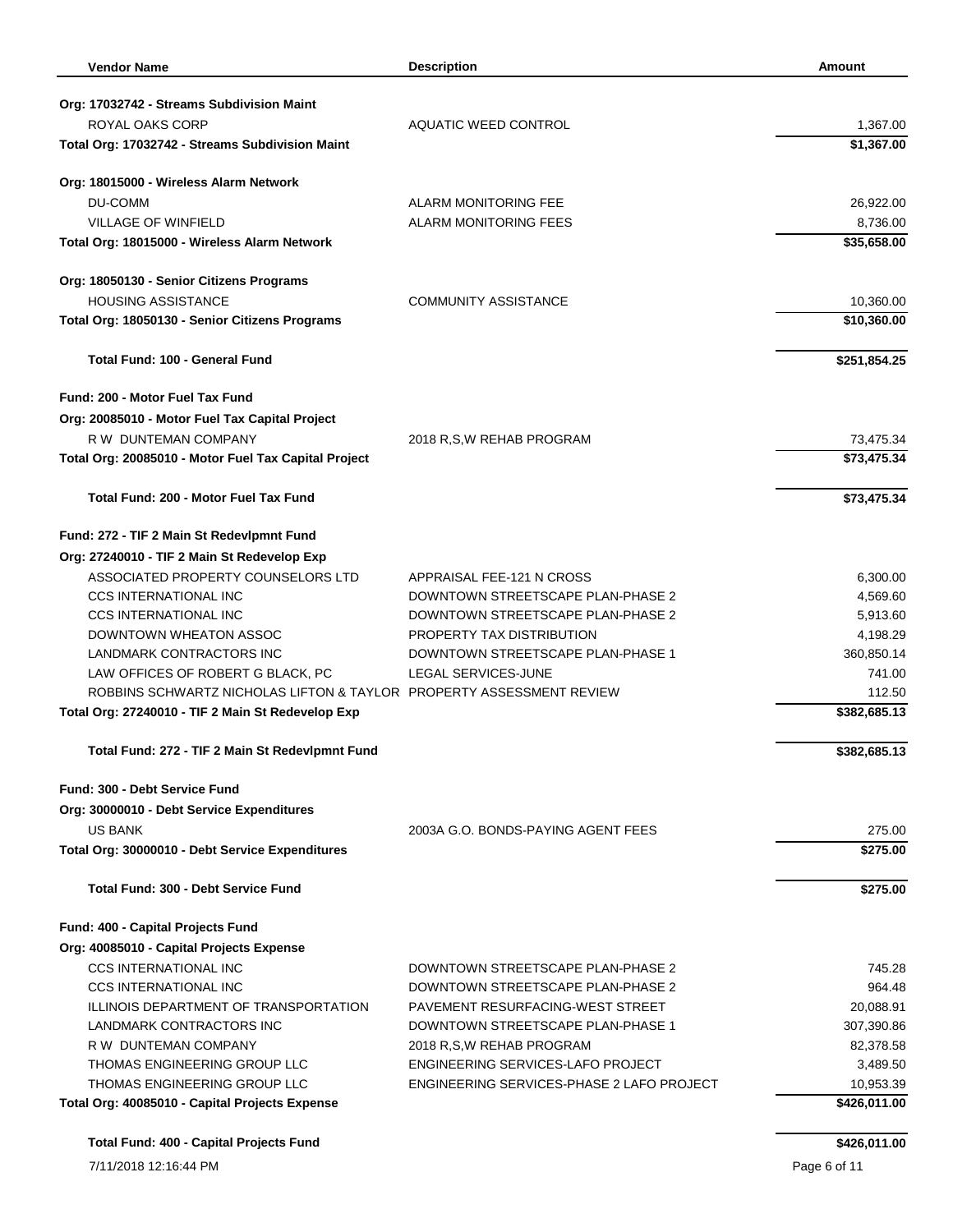| Vendor Name | Description | Amount |
|---|---|---|
| **Org: 17032742 - Streams Subdivision Maint** | | |
| ROYAL OAKS CORP | AQUATIC WEED CONTROL | 1,367.00 |
| **Total Org: 17032742 - Streams Subdivision Maint** | | **$1,367.00** |
| **Org: 18015000 - Wireless Alarm Network** | | |
| DU-COMM | ALARM MONITORING FEE | 26,922.00 |
| VILLAGE OF WINFIELD | ALARM MONITORING FEES | 8,736.00 |
| **Total Org: 18015000 - Wireless Alarm Network** | | **$35,658.00** |
| **Org: 18050130 - Senior Citizens Programs** | | |
| HOUSING ASSISTANCE | COMMUNITY ASSISTANCE | 10,360.00 |
| **Total Org: 18050130 - Senior Citizens Programs** | | **$10,360.00** |
| **Total Fund: 100 - General Fund** | | **$251,854.25** |
| **Fund: 200 - Motor Fuel Tax Fund** | | |
| **Org: 20085010 - Motor Fuel Tax Capital Project** | | |
| R W DUNTEMAN COMPANY | 2018 R,S,W REHAB PROGRAM | 73,475.34 |
| **Total Org: 20085010 - Motor Fuel Tax Capital Project** | | **$73,475.34** |
| **Total Fund: 200 - Motor Fuel Tax Fund** | | **$73,475.34** |
| **Fund: 272 - TIF 2 Main St Redevlpmnt Fund** | | |
| **Org: 27240010 - TIF 2 Main St Redevelop Exp** | | |
| ASSOCIATED PROPERTY COUNSELORS LTD | APPRAISAL FEE-121 N CROSS | 6,300.00 |
| CCS INTERNATIONAL INC | DOWNTOWN STREETSCAPE PLAN-PHASE 2 | 4,569.60 |
| CCS INTERNATIONAL INC | DOWNTOWN STREETSCAPE PLAN-PHASE 2 | 5,913.60 |
| DOWNTOWN WHEATON ASSOC | PROPERTY TAX DISTRIBUTION | 4,198.29 |
| LANDMARK CONTRACTORS INC | DOWNTOWN STREETSCAPE PLAN-PHASE 1 | 360,850.14 |
| LAW OFFICES OF ROBERT G BLACK, PC | LEGAL SERVICES-JUNE | 741.00 |
| ROBBINS SCHWARTZ NICHOLAS LIFTON & TAYLOR | PROPERTY ASSESSMENT REVIEW | 112.50 |
| **Total Org: 27240010 - TIF 2 Main St Redevelop Exp** | | **$382,685.13** |
| **Total Fund: 272 - TIF 2 Main St Redevlpmnt Fund** | | **$382,685.13** |
| **Fund: 300 - Debt Service Fund** | | |
| **Org: 30000010 - Debt Service Expenditures** | | |
| US BANK | 2003A G.O. BONDS-PAYING AGENT FEES | 275.00 |
| **Total Org: 30000010 - Debt Service Expenditures** | | **$275.00** |
| **Total Fund: 300 - Debt Service Fund** | | **$275.00** |
| **Fund: 400 - Capital Projects Fund** | | |
| **Org: 40085010 - Capital Projects Expense** | | |
| CCS INTERNATIONAL INC | DOWNTOWN STREETSCAPE PLAN-PHASE 2 | 745.28 |
| CCS INTERNATIONAL INC | DOWNTOWN STREETSCAPE PLAN-PHASE 2 | 964.48 |
| ILLINOIS DEPARTMENT OF TRANSPORTATION | PAVEMENT RESURFACING-WEST STREET | 20,088.91 |
| LANDMARK CONTRACTORS INC | DOWNTOWN STREETSCAPE PLAN-PHASE 1 | 307,390.86 |
| R W DUNTEMAN COMPANY | 2018 R,S,W REHAB PROGRAM | 82,378.58 |
| THOMAS ENGINEERING GROUP LLC | ENGINEERING SERVICES-LAFO PROJECT | 3,489.50 |
| THOMAS ENGINEERING GROUP LLC | ENGINEERING SERVICES-PHASE 2 LAFO PROJECT | 10,953.39 |
| **Total Org: 40085010 - Capital Projects Expense** | | **$426,011.00** |
| **Total Fund: 400 - Capital Projects Fund** | | **$426,011.00** |

7/11/2018 12:16:44 PM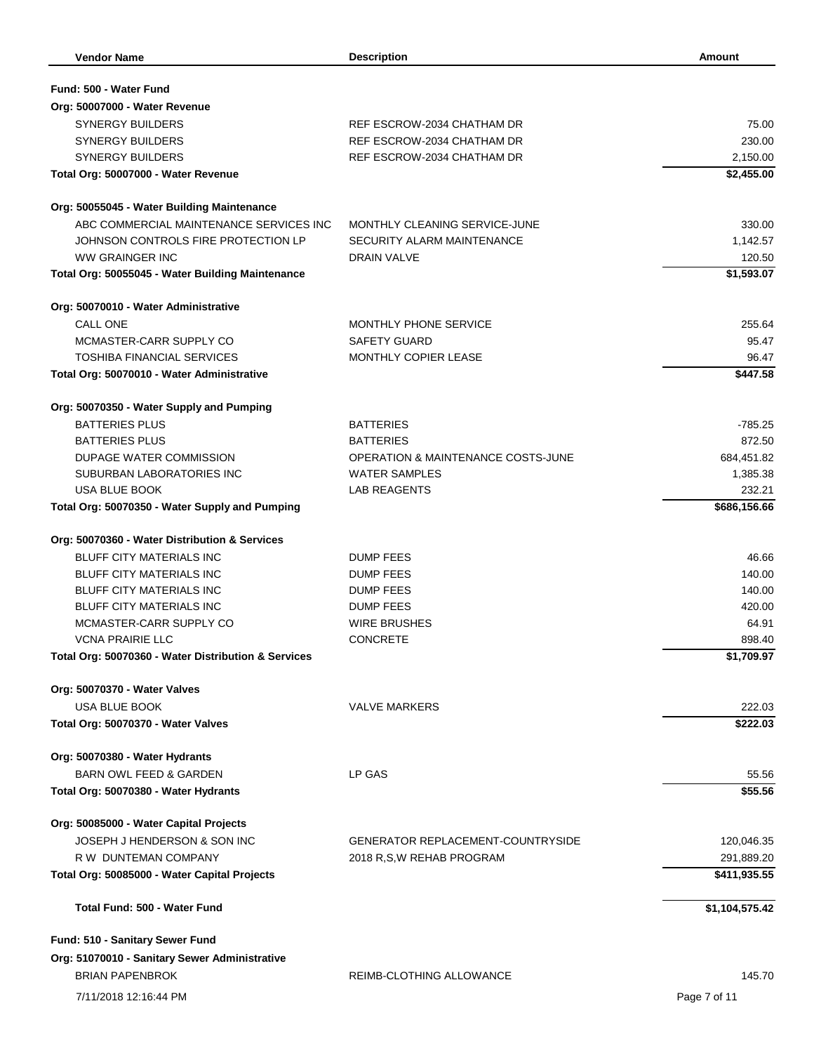| Vendor Name | Description | Amount |
|---|---|---|
| **Fund: 500 - Water Fund** | | |
| **Org: 50007000 - Water Revenue** | | |
| SYNERGY BUILDERS | REF ESCROW-2034 CHATHAM DR | 75.00 |
| SYNERGY BUILDERS | REF ESCROW-2034 CHATHAM DR | 230.00 |
| SYNERGY BUILDERS | REF ESCROW-2034 CHATHAM DR | 2,150.00 |
| **Total Org: 50007000 - Water Revenue** | | **$2,455.00** |
| **Org: 50055045 - Water Building Maintenance** | | |
| ABC COMMERCIAL MAINTENANCE SERVICES INC | MONTHLY CLEANING SERVICE-JUNE | 330.00 |
| JOHNSON CONTROLS FIRE PROTECTION LP | SECURITY ALARM MAINTENANCE | 1,142.57 |
| WW GRAINGER INC | DRAIN VALVE | 120.50 |
| **Total Org: 50055045 - Water Building Maintenance** | | **$1,593.07** |
| **Org: 50070010 - Water Administrative** | | |
| CALL ONE | MONTHLY PHONE SERVICE | 255.64 |
| MCMASTER-CARR SUPPLY CO | SAFETY GUARD | 95.47 |
| TOSHIBA FINANCIAL SERVICES | MONTHLY COPIER LEASE | 96.47 |
| **Total Org: 50070010 - Water Administrative** | | **$447.58** |
| **Org: 50070350 - Water Supply and Pumping** | | |
| BATTERIES PLUS | BATTERIES | -785.25 |
| BATTERIES PLUS | BATTERIES | 872.50 |
| DUPAGE WATER COMMISSION | OPERATION & MAINTENANCE COSTS-JUNE | 684,451.82 |
| SUBURBAN LABORATORIES INC | WATER SAMPLES | 1,385.38 |
| USA BLUE BOOK | LAB REAGENTS | 232.21 |
| **Total Org: 50070350 - Water Supply and Pumping** | | **$686,156.66** |
| **Org: 50070360 - Water Distribution & Services** | | |
| BLUFF CITY MATERIALS INC | DUMP FEES | 46.66 |
| BLUFF CITY MATERIALS INC | DUMP FEES | 140.00 |
| BLUFF CITY MATERIALS INC | DUMP FEES | 140.00 |
| BLUFF CITY MATERIALS INC | DUMP FEES | 420.00 |
| MCMASTER-CARR SUPPLY CO | WIRE BRUSHES | 64.91 |
| VCNA PRAIRIE LLC | CONCRETE | 898.40 |
| **Total Org: 50070360 - Water Distribution & Services** | | **$1,709.97** |
| **Org: 50070370 - Water Valves** | | |
| USA BLUE BOOK | VALVE MARKERS | 222.03 |
| **Total Org: 50070370 - Water Valves** | | **$222.03** |
| **Org: 50070380 - Water Hydrants** | | |
| BARN OWL FEED & GARDEN | LP GAS | 55.56 |
| **Total Org: 50070380 - Water Hydrants** | | **$55.56** |
| **Org: 50085000 - Water Capital Projects** | | |
| JOSEPH J HENDERSON & SON INC | GENERATOR REPLACEMENT-COUNTRYSIDE | 120,046.35 |
| R W DUNTEMAN COMPANY | 2018 R,S,W REHAB PROGRAM | 291,889.20 |
| **Total Org: 50085000 - Water Capital Projects** | | **$411,935.55** |
| **Total Fund: 500 - Water Fund** | | **$1,104,575.42** |
| **Fund: 510 - Sanitary Sewer Fund** | | |
| **Org: 51070010 - Sanitary Sewer Administrative** | | |
| BRIAN PAPENBROK | REIMB-CLOTHING ALLOWANCE | 145.70 |

7/11/2018 12:16:44 PM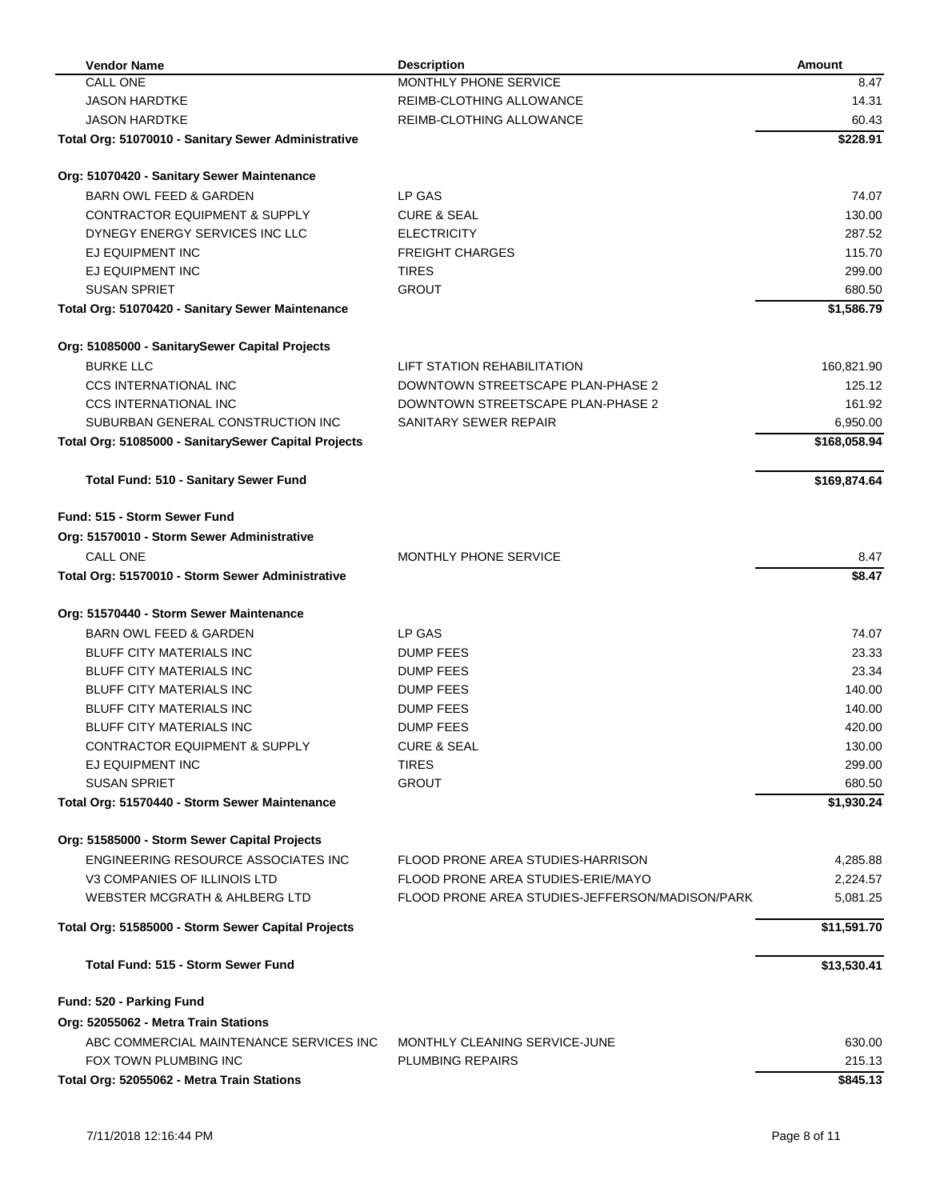| Vendor Name | Description | Amount |
|---|---|---|
| CALL ONE | MONTHLY PHONE SERVICE | 8.47 |
| JASON HARDTKE | REIMB-CLOTHING ALLOWANCE | 14.31 |
| JASON HARDTKE | REIMB-CLOTHING ALLOWANCE | 60.43 |
| **Total Org: 51070010 - Sanitary Sewer Administrative** | | **$228.91** |
| | | |
| **Org: 51070420 - Sanitary Sewer Maintenance** | | |
| BARN OWL FEED & GARDEN | LP GAS | 74.07 |
| CONTRACTOR EQUIPMENT & SUPPLY | CURE & SEAL | 130.00 |
| DYNEGY ENERGY SERVICES INC LLC | ELECTRICITY | 287.52 |
| EJ EQUIPMENT INC | FREIGHT CHARGES | 115.70 |
| EJ EQUIPMENT INC | TIRES | 299.00 |
| SUSAN SPRIET | GROUT | 680.50 |
| **Total Org: 51070420 - Sanitary Sewer Maintenance** | | **$1,586.79** |
| | | |
| **Org: 51085000 - SanitarySewer Capital Projects** | | |
| BURKE LLC | LIFT STATION REHABILITATION | 160,821.90 |
| CCS INTERNATIONAL INC | DOWNTOWN STREETSCAPE PLAN-PHASE 2 | 125.12 |
| CCS INTERNATIONAL INC | DOWNTOWN STREETSCAPE PLAN-PHASE 2 | 161.92 |
| SUBURBAN GENERAL CONSTRUCTION INC | SANITARY SEWER REPAIR | 6,950.00 |
| **Total Org: 51085000 - SanitarySewer Capital Projects** | | **$168,058.94** |
| | | |
| **Total Fund: 510 - Sanitary Sewer Fund** | | **$169,874.64** |
| | | |
| **Fund: 515 - Storm Sewer Fund** | | |
| **Org: 51570010 - Storm Sewer Administrative** | | |
| CALL ONE | MONTHLY PHONE SERVICE | 8.47 |
| **Total Org: 51570010 - Storm Sewer Administrative** | | **$8.47** |
| | | |
| **Org: 51570440 - Storm Sewer Maintenance** | | |
| BARN OWL FEED & GARDEN | LP GAS | 74.07 |
| BLUFF CITY MATERIALS INC | DUMP FEES | 23.33 |
| BLUFF CITY MATERIALS INC | DUMP FEES | 23.34 |
| BLUFF CITY MATERIALS INC | DUMP FEES | 140.00 |
| BLUFF CITY MATERIALS INC | DUMP FEES | 140.00 |
| BLUFF CITY MATERIALS INC | DUMP FEES | 420.00 |
| CONTRACTOR EQUIPMENT & SUPPLY | CURE & SEAL | 130.00 |
| EJ EQUIPMENT INC | TIRES | 299.00 |
| SUSAN SPRIET | GROUT | 680.50 |
| **Total Org: 51570440 - Storm Sewer Maintenance** | | **$1,930.24** |
| | | |
| **Org: 51585000 - Storm Sewer Capital Projects** | | |
| ENGINEERING RESOURCE ASSOCIATES INC | FLOOD PRONE AREA STUDIES-HARRISON | 4,285.88 |
| V3 COMPANIES OF ILLINOIS LTD | FLOOD PRONE AREA STUDIES-ERIE/MAYO | 2,224.57 |
| WEBSTER MCGRATH & AHLBERG LTD | FLOOD PRONE AREA STUDIES-JEFFERSON/MADISON/PARK | 5,081.25 |
| **Total Org: 51585000 - Storm Sewer Capital Projects** | | **$11,591.70** |
| | | |
| **Total Fund: 515 - Storm Sewer Fund** | | **$13,530.41** |
| | | |
| **Fund: 520 - Parking Fund** | | |
| **Org: 52055062 - Metra Train Stations** | | |
| ABC COMMERCIAL MAINTENANCE SERVICES INC | MONTHLY CLEANING SERVICE-JUNE | 630.00 |
| FOX TOWN PLUMBING INC | PLUMBING REPAIRS | 215.13 |
| **Total Org: 52055062 - Metra Train Stations** | | **$845.13** |

7/11/2018 12:16:44 PM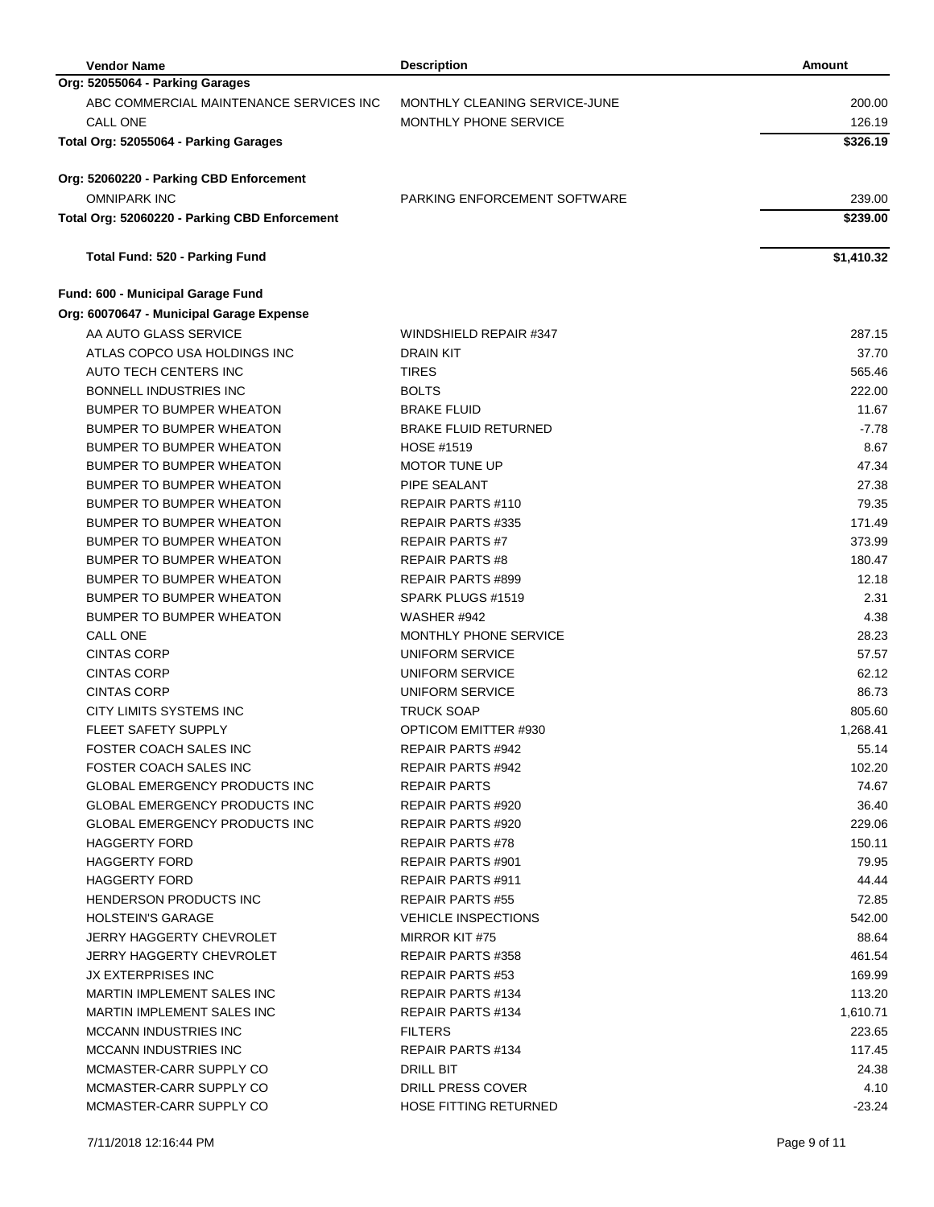| Vendor Name | Description | Amount |
|---|---|---|
| **Org: 52055064 - Parking Garages** | | |
| ABC COMMERCIAL MAINTENANCE SERVICES INC | MONTHLY CLEANING SERVICE-JUNE | 200.00 |
| CALL ONE | MONTHLY PHONE SERVICE | 126.19 |
| **Total Org: 52055064 - Parking Garages** | | **$326.19** |
| **Org: 52060220 - Parking CBD Enforcement** | | |
| OMNIPARK INC | PARKING ENFORCEMENT SOFTWARE | 239.00 |
| **Total Org: 52060220 - Parking CBD Enforcement** | | **$239.00** |
| **Total Fund: 520 - Parking Fund** | | **$1,410.32** |
| **Fund: 600 - Municipal Garage Fund** | | |
| **Org: 60070647 - Municipal Garage Expense** | | |
| AA AUTO GLASS SERVICE | WINDSHIELD REPAIR #347 | 287.15 |
| ATLAS COPCO USA HOLDINGS INC | DRAIN KIT | 37.70 |
| AUTO TECH CENTERS INC | TIRES | 565.46 |
| BONNELL INDUSTRIES INC | BOLTS | 222.00 |
| BUMPER TO BUMPER WHEATON | BRAKE FLUID | 11.67 |
| BUMPER TO BUMPER WHEATON | BRAKE FLUID RETURNED | -7.78 |
| BUMPER TO BUMPER WHEATON | HOSE #1519 | 8.67 |
| BUMPER TO BUMPER WHEATON | MOTOR TUNE UP | 47.34 |
| BUMPER TO BUMPER WHEATON | PIPE SEALANT | 27.38 |
| BUMPER TO BUMPER WHEATON | REPAIR PARTS #110 | 79.35 |
| BUMPER TO BUMPER WHEATON | REPAIR PARTS #335 | 171.49 |
| BUMPER TO BUMPER WHEATON | REPAIR PARTS #7 | 373.99 |
| BUMPER TO BUMPER WHEATON | REPAIR PARTS #8 | 180.47 |
| BUMPER TO BUMPER WHEATON | REPAIR PARTS #899 | 12.18 |
| BUMPER TO BUMPER WHEATON | SPARK PLUGS #1519 | 2.31 |
| BUMPER TO BUMPER WHEATON | WASHER #942 | 4.38 |
| CALL ONE | MONTHLY PHONE SERVICE | 28.23 |
| CINTAS CORP | UNIFORM SERVICE | 57.57 |
| CINTAS CORP | UNIFORM SERVICE | 62.12 |
| CINTAS CORP | UNIFORM SERVICE | 86.73 |
| CITY LIMITS SYSTEMS INC | TRUCK SOAP | 805.60 |
| FLEET SAFETY SUPPLY | OPTICOM EMITTER #930 | 1,268.41 |
| FOSTER COACH SALES INC | REPAIR PARTS #942 | 55.14 |
| FOSTER COACH SALES INC | REPAIR PARTS #942 | 102.20 |
| GLOBAL EMERGENCY PRODUCTS INC | REPAIR PARTS | 74.67 |
| GLOBAL EMERGENCY PRODUCTS INC | REPAIR PARTS #920 | 36.40 |
| GLOBAL EMERGENCY PRODUCTS INC | REPAIR PARTS #920 | 229.06 |
| HAGGERTY FORD | REPAIR PARTS #78 | 150.11 |
| HAGGERTY FORD | REPAIR PARTS #901 | 79.95 |
| HAGGERTY FORD | REPAIR PARTS #911 | 44.44 |
| HENDERSON PRODUCTS INC | REPAIR PARTS #55 | 72.85 |
| HOLSTEIN'S GARAGE | VEHICLE INSPECTIONS | 542.00 |
| JERRY HAGGERTY CHEVROLET | MIRROR KIT #75 | 88.64 |
| JERRY HAGGERTY CHEVROLET | REPAIR PARTS #358 | 461.54 |
| JX EXTERPRISES INC | REPAIR PARTS #53 | 169.99 |
| MARTIN IMPLEMENT SALES INC | REPAIR PARTS #134 | 113.20 |
| MARTIN IMPLEMENT SALES INC | REPAIR PARTS #134 | 1,610.71 |
| MCCANN INDUSTRIES INC | FILTERS | 223.65 |
| MCCANN INDUSTRIES INC | REPAIR PARTS #134 | 117.45 |
| MCMASTER-CARR SUPPLY CO | DRILL BIT | 24.38 |
| MCMASTER-CARR SUPPLY CO | DRILL PRESS COVER | 4.10 |
| MCMASTER-CARR SUPPLY CO | HOSE FITTING RETURNED | -23.24 |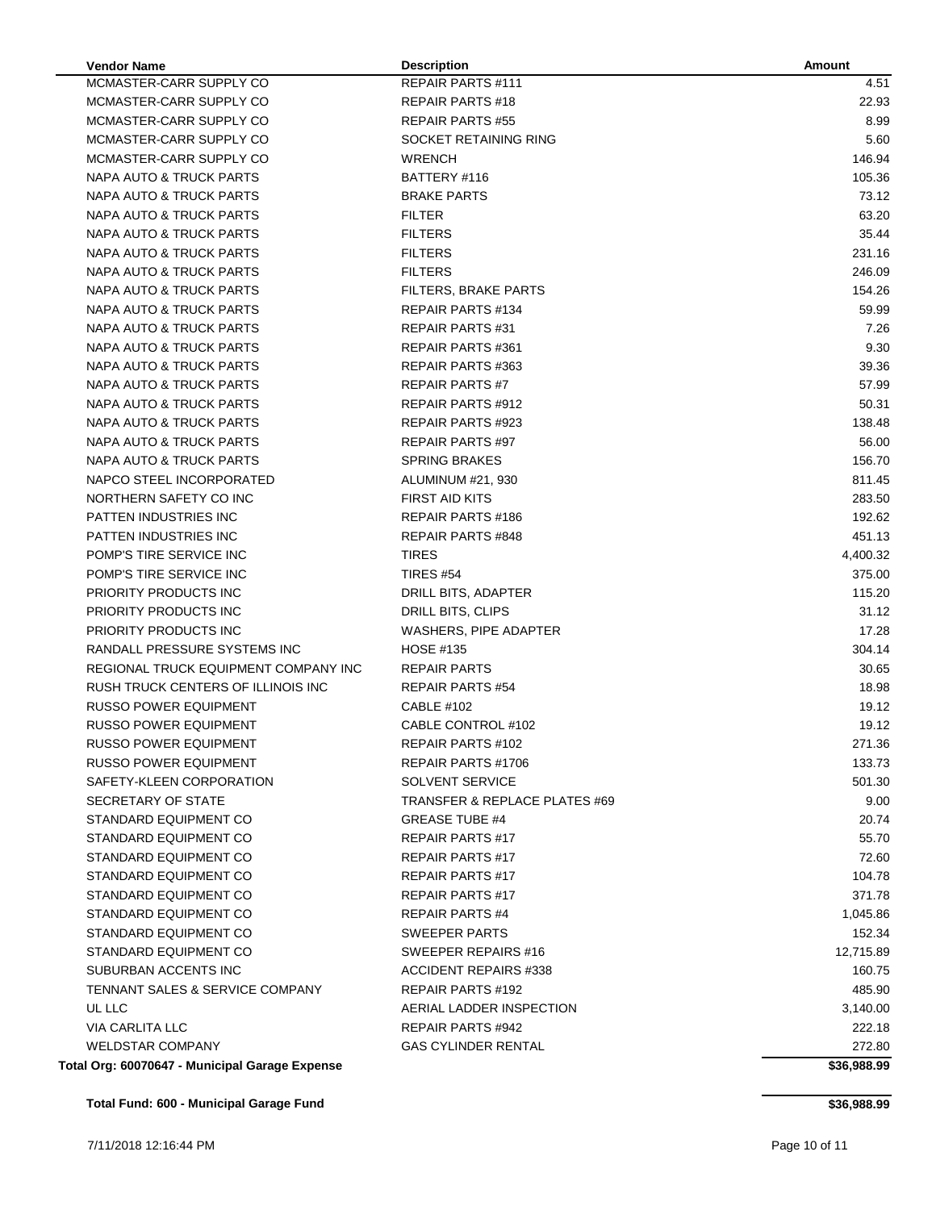| Vendor Name | Description | Amount |
| --- | --- | --- |
| MCMASTER-CARR SUPPLY CO | REPAIR PARTS #111 | 4.51 |
| MCMASTER-CARR SUPPLY CO | REPAIR PARTS #18 | 22.93 |
| MCMASTER-CARR SUPPLY CO | REPAIR PARTS #55 | 8.99 |
| MCMASTER-CARR SUPPLY CO | SOCKET RETAINING RING | 5.60 |
| MCMASTER-CARR SUPPLY CO | WRENCH | 146.94 |
| NAPA AUTO & TRUCK PARTS | BATTERY #116 | 105.36 |
| NAPA AUTO & TRUCK PARTS | BRAKE PARTS | 73.12 |
| NAPA AUTO & TRUCK PARTS | FILTER | 63.20 |
| NAPA AUTO & TRUCK PARTS | FILTERS | 35.44 |
| NAPA AUTO & TRUCK PARTS | FILTERS | 231.16 |
| NAPA AUTO & TRUCK PARTS | FILTERS | 246.09 |
| NAPA AUTO & TRUCK PARTS | FILTERS, BRAKE PARTS | 154.26 |
| NAPA AUTO & TRUCK PARTS | REPAIR PARTS #134 | 59.99 |
| NAPA AUTO & TRUCK PARTS | REPAIR PARTS #31 | 7.26 |
| NAPA AUTO & TRUCK PARTS | REPAIR PARTS #361 | 9.30 |
| NAPA AUTO & TRUCK PARTS | REPAIR PARTS #363 | 39.36 |
| NAPA AUTO & TRUCK PARTS | REPAIR PARTS #7 | 57.99 |
| NAPA AUTO & TRUCK PARTS | REPAIR PARTS #912 | 50.31 |
| NAPA AUTO & TRUCK PARTS | REPAIR PARTS #923 | 138.48 |
| NAPA AUTO & TRUCK PARTS | REPAIR PARTS #97 | 56.00 |
| NAPA AUTO & TRUCK PARTS | SPRING BRAKES | 156.70 |
| NAPCO STEEL INCORPORATED | ALUMINUM #21, 930 | 811.45 |
| NORTHERN SAFETY CO INC | FIRST AID KITS | 283.50 |
| PATTEN INDUSTRIES INC | REPAIR PARTS #186 | 192.62 |
| PATTEN INDUSTRIES INC | REPAIR PARTS #848 | 451.13 |
| POMP'S TIRE SERVICE INC | TIRES | 4,400.32 |
| POMP'S TIRE SERVICE INC | TIRES #54 | 375.00 |
| PRIORITY PRODUCTS INC | DRILL BITS, ADAPTER | 115.20 |
| PRIORITY PRODUCTS INC | DRILL BITS, CLIPS | 31.12 |
| PRIORITY PRODUCTS INC | WASHERS, PIPE ADAPTER | 17.28 |
| RANDALL PRESSURE SYSTEMS INC | HOSE #135 | 304.14 |
| REGIONAL TRUCK EQUIPMENT COMPANY INC | REPAIR PARTS | 30.65 |
| RUSH TRUCK CENTERS OF ILLINOIS INC | REPAIR PARTS #54 | 18.98 |
| RUSSO POWER EQUIPMENT | CABLE #102 | 19.12 |
| RUSSO POWER EQUIPMENT | CABLE CONTROL #102 | 19.12 |
| RUSSO POWER EQUIPMENT | REPAIR PARTS #102 | 271.36 |
| RUSSO POWER EQUIPMENT | REPAIR PARTS #1706 | 133.73 |
| SAFETY-KLEEN CORPORATION | SOLVENT SERVICE | 501.30 |
| SECRETARY OF STATE | TRANSFER & REPLACE PLATES #69 | 9.00 |
| STANDARD EQUIPMENT CO | GREASE TUBE #4 | 20.74 |
| STANDARD EQUIPMENT CO | REPAIR PARTS #17 | 55.70 |
| STANDARD EQUIPMENT CO | REPAIR PARTS #17 | 72.60 |
| STANDARD EQUIPMENT CO | REPAIR PARTS #17 | 104.78 |
| STANDARD EQUIPMENT CO | REPAIR PARTS #17 | 371.78 |
| STANDARD EQUIPMENT CO | REPAIR PARTS #4 | 1,045.86 |
| STANDARD EQUIPMENT CO | SWEEPER PARTS | 152.34 |
| STANDARD EQUIPMENT CO | SWEEPER REPAIRS #16 | 12,715.89 |
| SUBURBAN ACCENTS INC | ACCIDENT REPAIRS #338 | 160.75 |
| TENNANT SALES & SERVICE COMPANY | REPAIR PARTS #192 | 485.90 |
| UL LLC | AERIAL LADDER INSPECTION | 3,140.00 |
| VIA CARLITA LLC | REPAIR PARTS #942 | 222.18 |
| WELDSTAR COMPANY | GAS CYLINDER RENTAL | 272.80 |
| **Total Org: 60070647 - Municipal Garage Expense** | | **$36,988.99** |

**Total Fund: 600 - Municipal Garage Fund** **$36,988.99**

7/11/2018 12:16:44 PM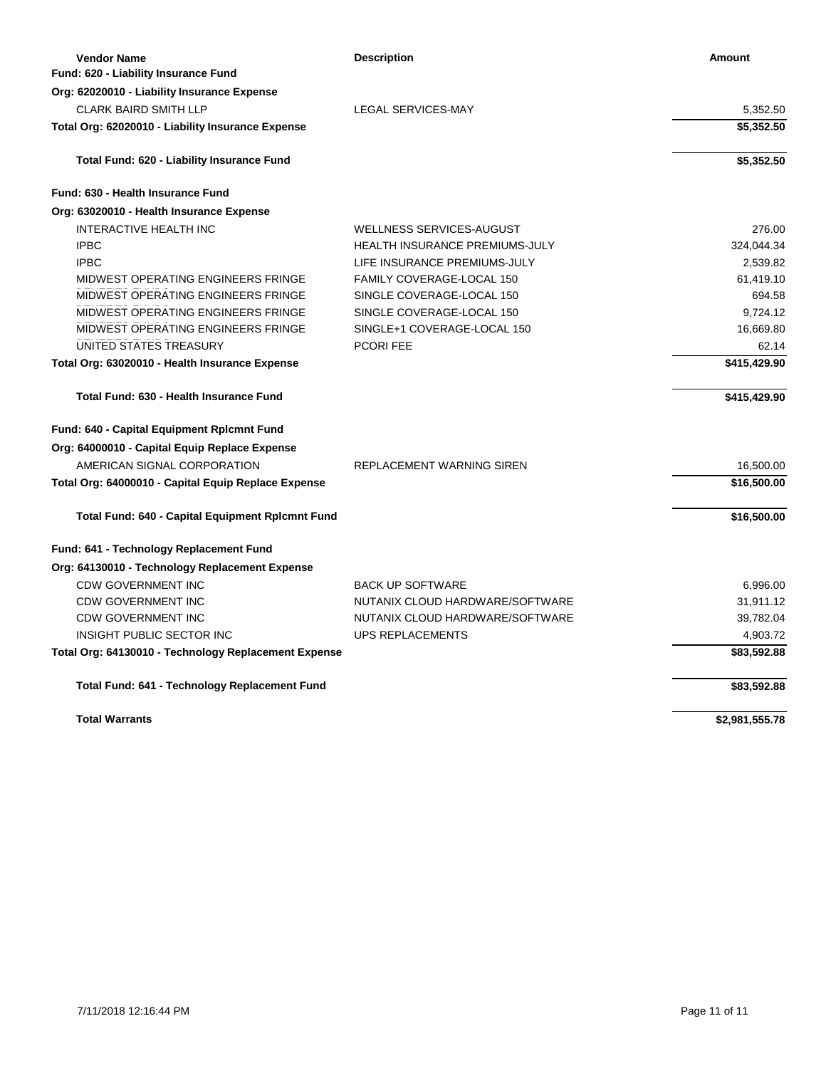| Vendor Name | Description | Amount |
|---|---|---|
| **Fund: 620 - Liability Insurance Fund** | | |
| **Org: 62020010 - Liability Insurance Expense** | | |
| CLARK BAIRD SMITH LLP | LEGAL SERVICES-MAY | 5,352.50 |
| **Total Org: 62020010 - Liability Insurance Expense** | | **$5,352.50** |
| **Total Fund: 620 - Liability Insurance Fund** | | **$5,352.50** |
| **Fund: 630 - Health Insurance Fund** | | |
| **Org: 63020010 - Health Insurance Expense** | | |
| INTERACTIVE HEALTH INC | WELLNESS SERVICES-AUGUST | 276.00 |
| IPBC | HEALTH INSURANCE PREMIUMS-JULY | 324,044.34 |
| IPBC | LIFE INSURANCE PREMIUMS-JULY | 2,539.82 |
| MIDWEST OPERATING ENGINEERS FRINGE | FAMILY COVERAGE-LOCAL 150 | 61,419.10 |
| MIDWEST OPERATING ENGINEERS FRINGE | SINGLE COVERAGE-LOCAL 150 | 694.58 |
| MIDWEST OPERATING ENGINEERS FRINGE | SINGLE COVERAGE-LOCAL 150 | 9,724.12 |
| MIDWEST OPERATING ENGINEERS FRINGE | SINGLE+1 COVERAGE-LOCAL 150 | 16,669.80 |
| UNITED STATES TREASURY | PCORI FEE | 62.14 |
| **Total Org: 63020010 - Health Insurance Expense** | | **$415,429.90** |
| **Total Fund: 630 - Health Insurance Fund** | | **$415,429.90** |
| **Fund: 640 - Capital Equipment Rplcmnt Fund** | | |
| **Org: 64000010 - Capital Equip Replace Expense** | | |
| AMERICAN SIGNAL CORPORATION | REPLACEMENT WARNING SIREN | 16,500.00 |
| **Total Org: 64000010 - Capital Equip Replace Expense** | | **$16,500.00** |
| **Total Fund: 640 - Capital Equipment Rplcmnt Fund** | | **$16,500.00** |
| **Fund: 641 - Technology Replacement Fund** | | |
| **Org: 64130010 - Technology Replacement Expense** | | |
| CDW GOVERNMENT INC | BACK UP SOFTWARE | 6,996.00 |
| CDW GOVERNMENT INC | NUTANIX CLOUD HARDWARE/SOFTWARE | 31,911.12 |
| CDW GOVERNMENT INC | NUTANIX CLOUD HARDWARE/SOFTWARE | 39,782.04 |
| INSIGHT PUBLIC SECTOR INC | UPS REPLACEMENTS | 4,903.72 |
| **Total Org: 64130010 - Technology Replacement Expense** | | **$83,592.88** |
| **Total Fund: 641 - Technology Replacement Fund** | | **$83,592.88** |
| **Total Warrants** | | **$2,981,555.78** |

7/11/2018 12:16:44 PM